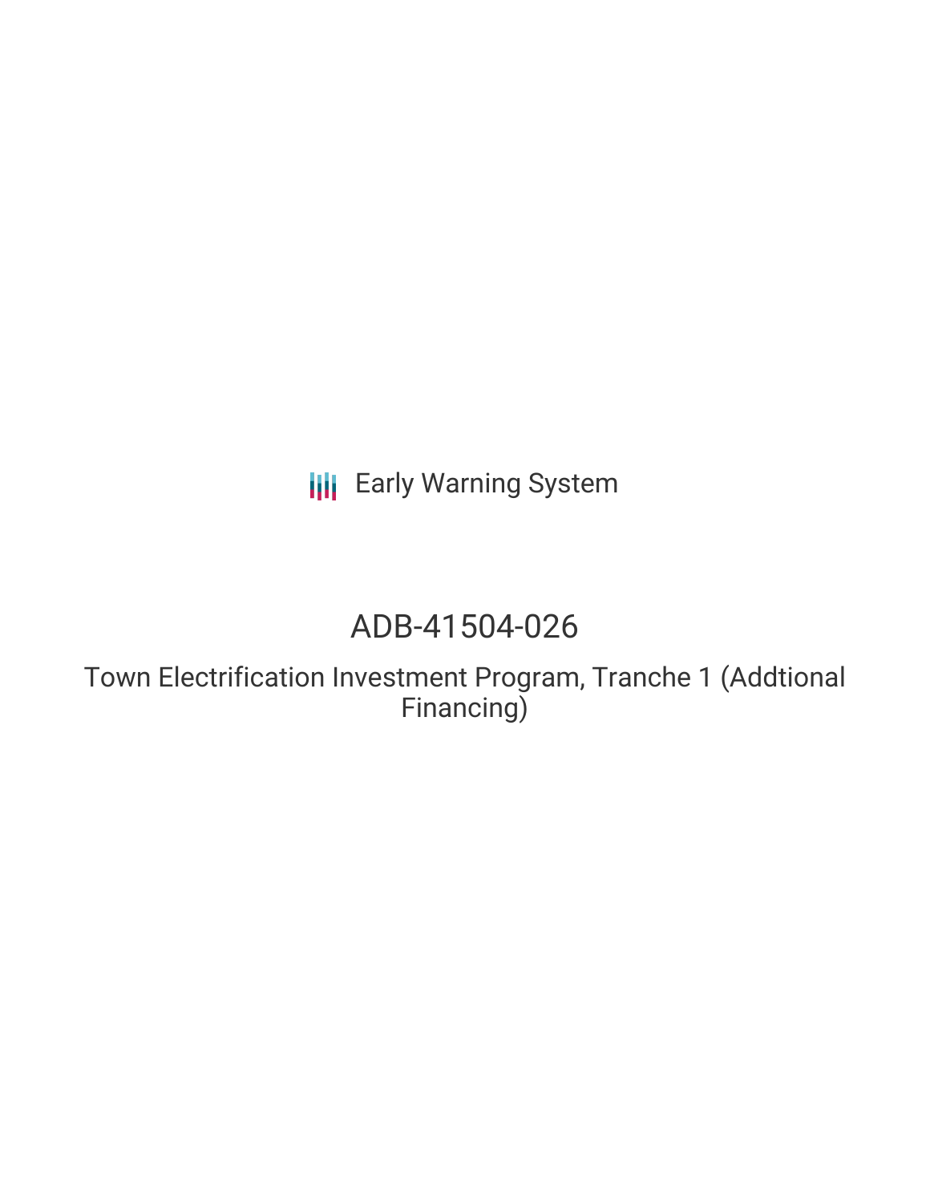Early Warning System

# ADB-41504-026

## Town Electrification Investment Program, Tranche 1 (Addtional Financing)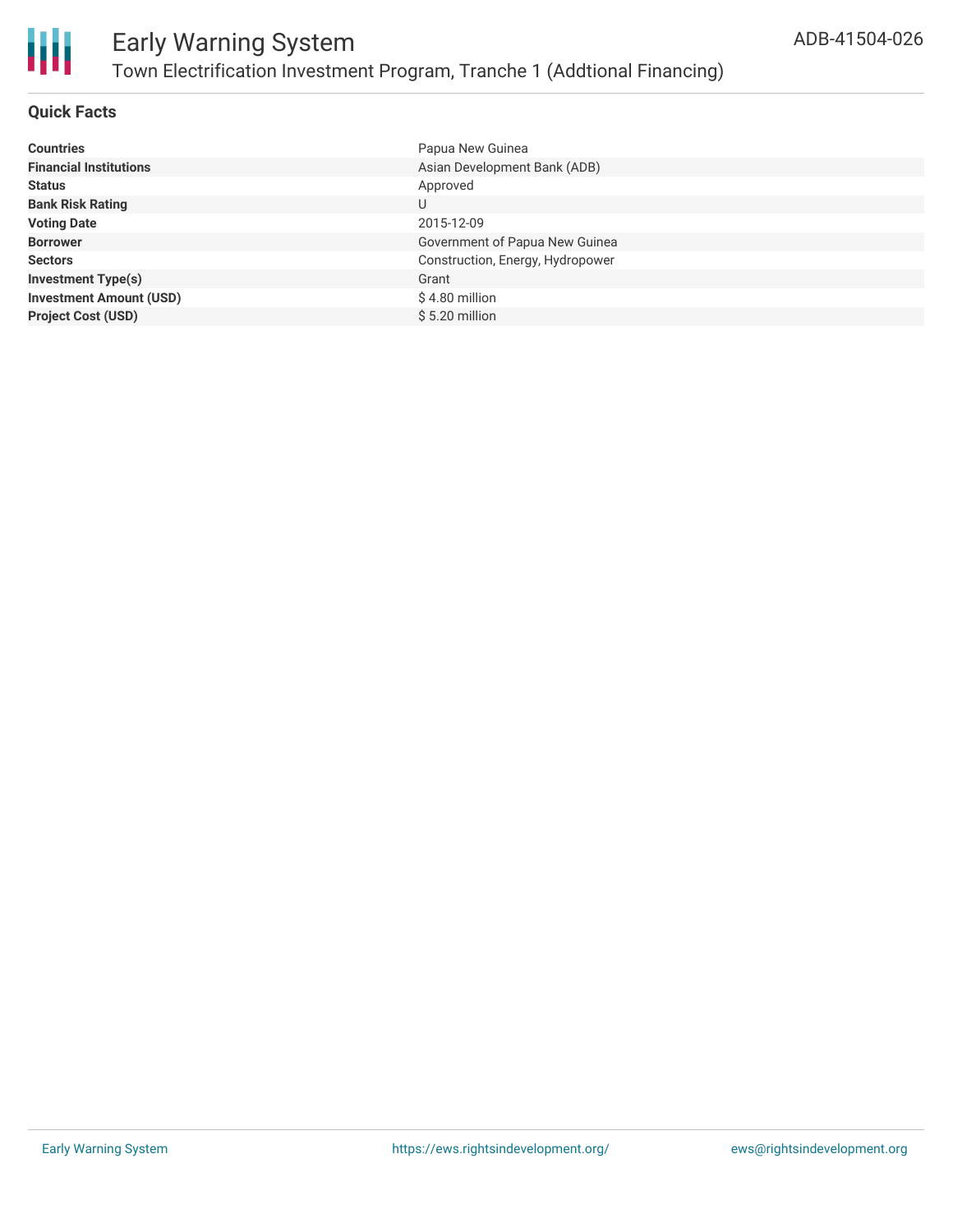# Early Warning System

## Town Electrification Investment Program, Tranche 1 (Addtional Financing)

ADB-41504-026

### Quick Facts

| | |
|---|---|
| **Countries** | Papua New Guinea |
| **Financial Institutions** | Asian Development Bank (ADB) |
| **Status** | Approved |
| **Bank Risk Rating** | U |
| **Voting Date** | 2015-12-09 |
| **Borrower** | Government of Papua New Guinea |
| **Sectors** | Construction, Energy, Hydropower |
| **Investment Type(s)** | Grant |
| **Investment Amount (USD)** | $ 4.80 million |
| **Project Cost (USD)** | $ 5.20 million |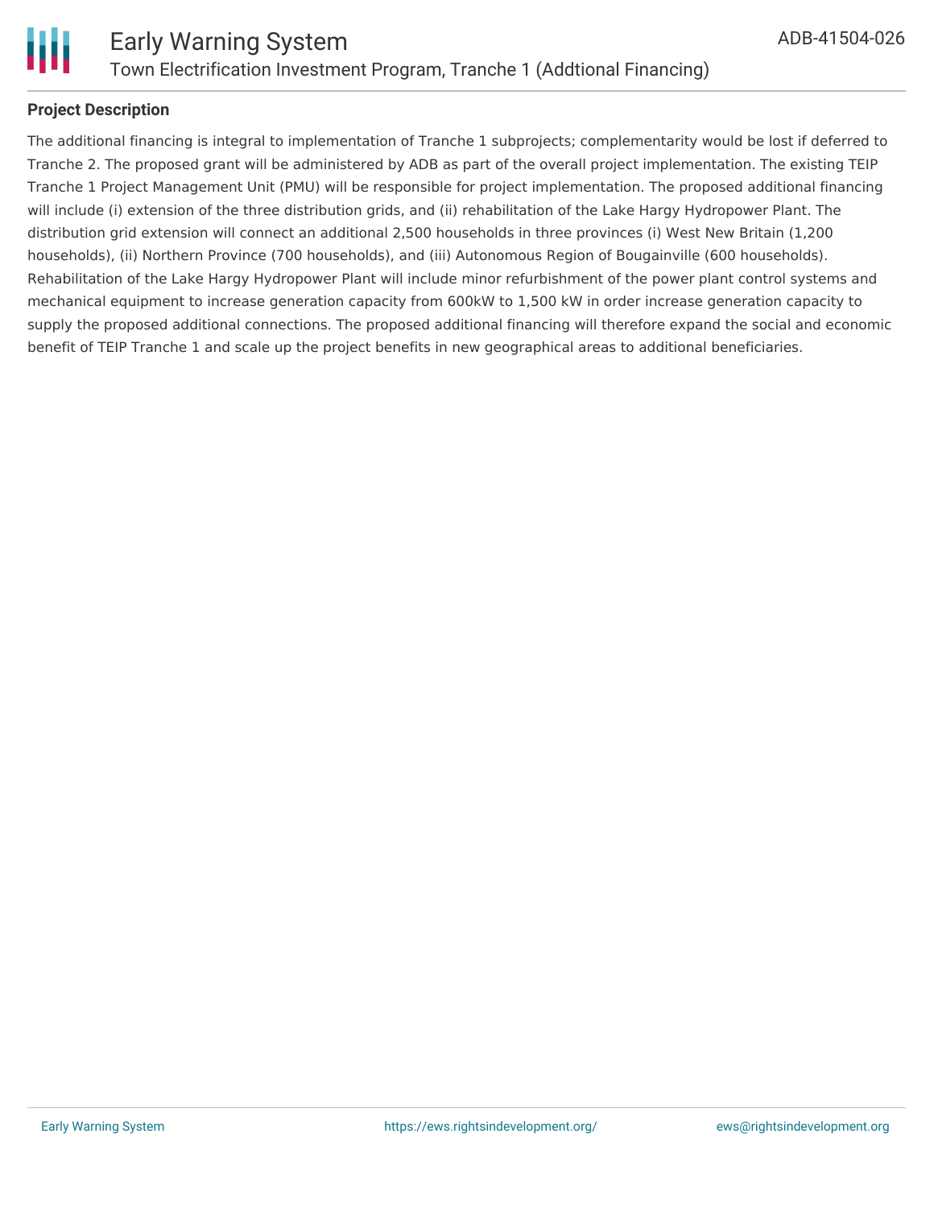**Project Description**

The additional financing is integral to implementation of Tranche 1 subprojects; complementarity would be lost if deferred to Tranche 2. The proposed grant will be administered by ADB as part of the overall project implementation. The existing TEIP Tranche 1 Project Management Unit (PMU) will be responsible for project implementation. The proposed additional financing will include (i) extension of the three distribution grids, and (ii) rehabilitation of the Lake Hargy Hydropower Plant. The distribution grid extension will connect an additional 2,500 households in three provinces (i) West New Britain (1,200 households), (ii) Northern Province (700 households), and (iii) Autonomous Region of Bougainville (600 households). Rehabilitation of the Lake Hargy Hydropower Plant will include minor refurbishment of the power plant control systems and mechanical equipment to increase generation capacity from 600kW to 1,500 kW in order increase generation capacity to supply the proposed additional connections. The proposed additional financing will therefore expand the social and economic benefit of TEIP Tranche 1 and scale up the project benefits in new geographical areas to additional beneficiaries.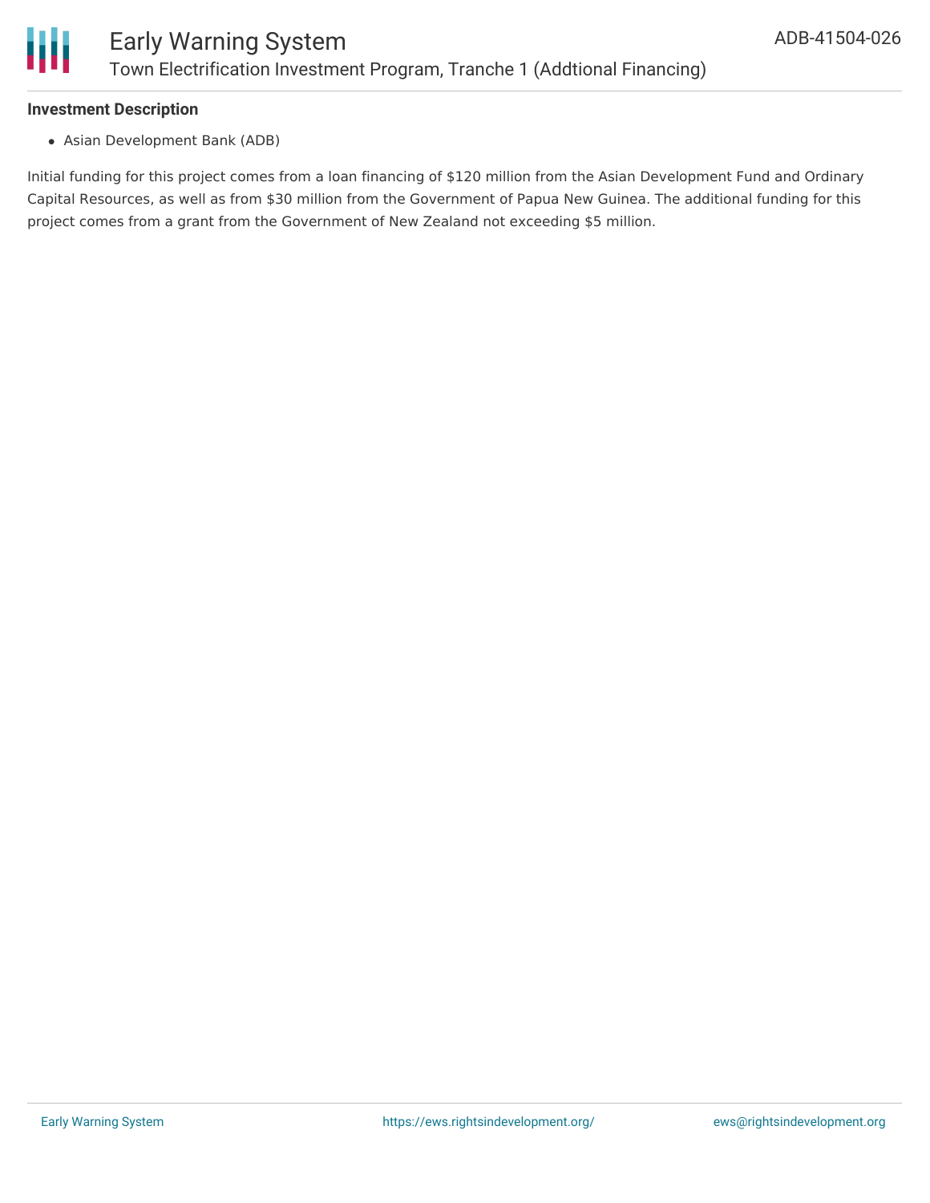**Investment Description**

- Asian Development Bank (ADB)

Initial funding for this project comes from a loan financing of $120 million from the Asian Development Fund and Ordinary Capital Resources, as well as from $30 million from the Government of Papua New Guinea. The additional funding for this project comes from a grant from the Government of New Zealand not exceeding $5 million.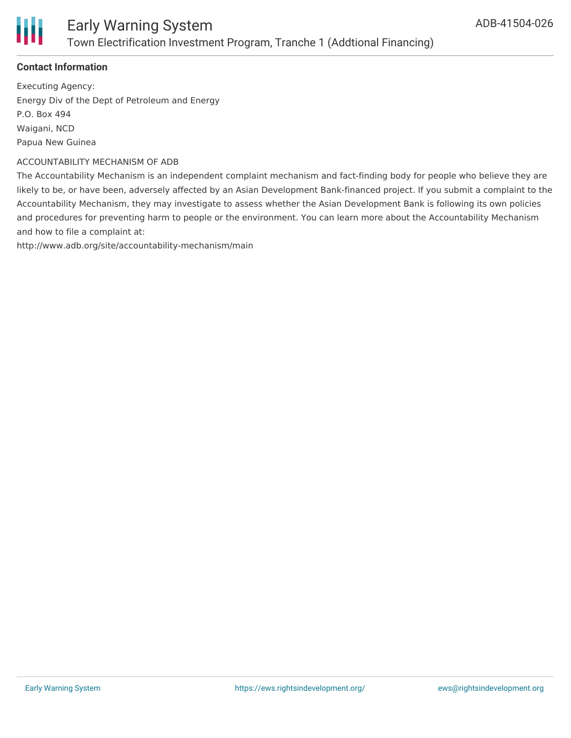## Contact Information

Executing Agency:
Energy Div of the Dept of Petroleum and Energy
P.O. Box 494
Waigani, NCD
Papua New Guinea

ACCOUNTABILITY MECHANISM OF ADB

The Accountability Mechanism is an independent complaint mechanism and fact-finding body for people who believe they are likely to be, or have been, adversely affected by an Asian Development Bank-financed project. If you submit a complaint to the Accountability Mechanism, they may investigate to assess whether the Asian Development Bank is following its own policies and procedures for preventing harm to people or the environment. You can learn more about the Accountability Mechanism and how to file a complaint at:

http://www.adb.org/site/accountability-mechanism/main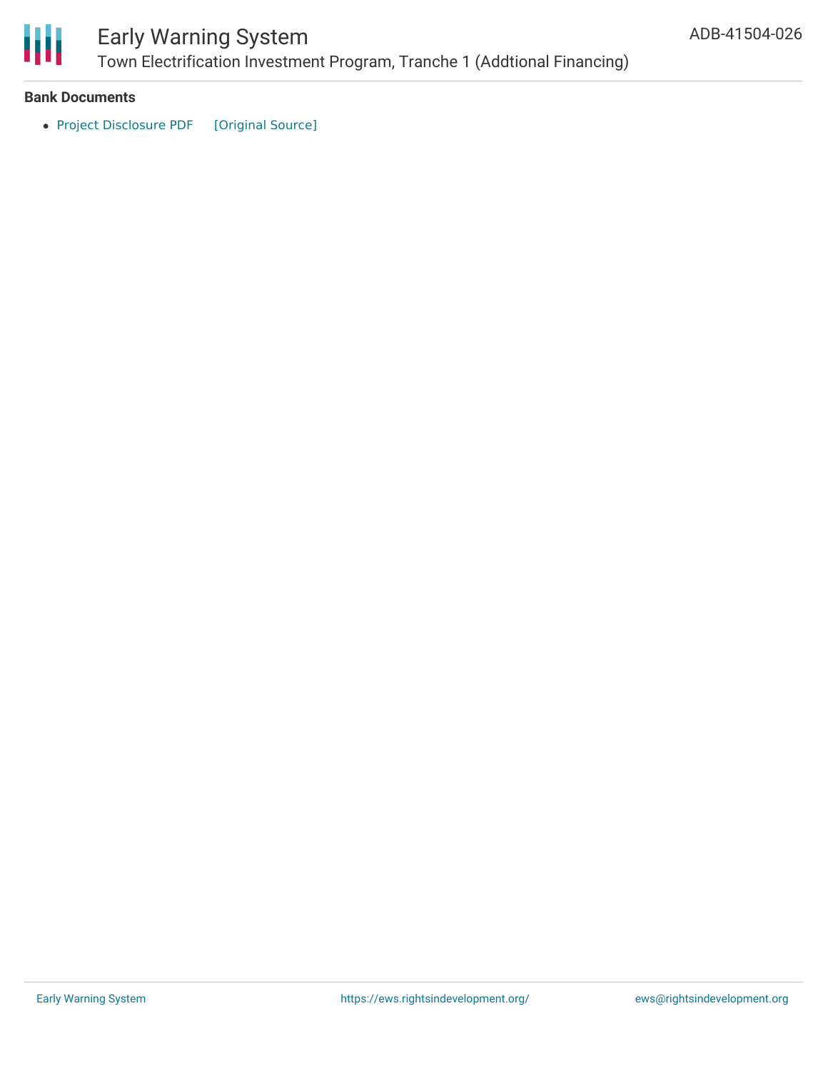**Bank Documents**

- Project Disclosure PDF [Original Source]